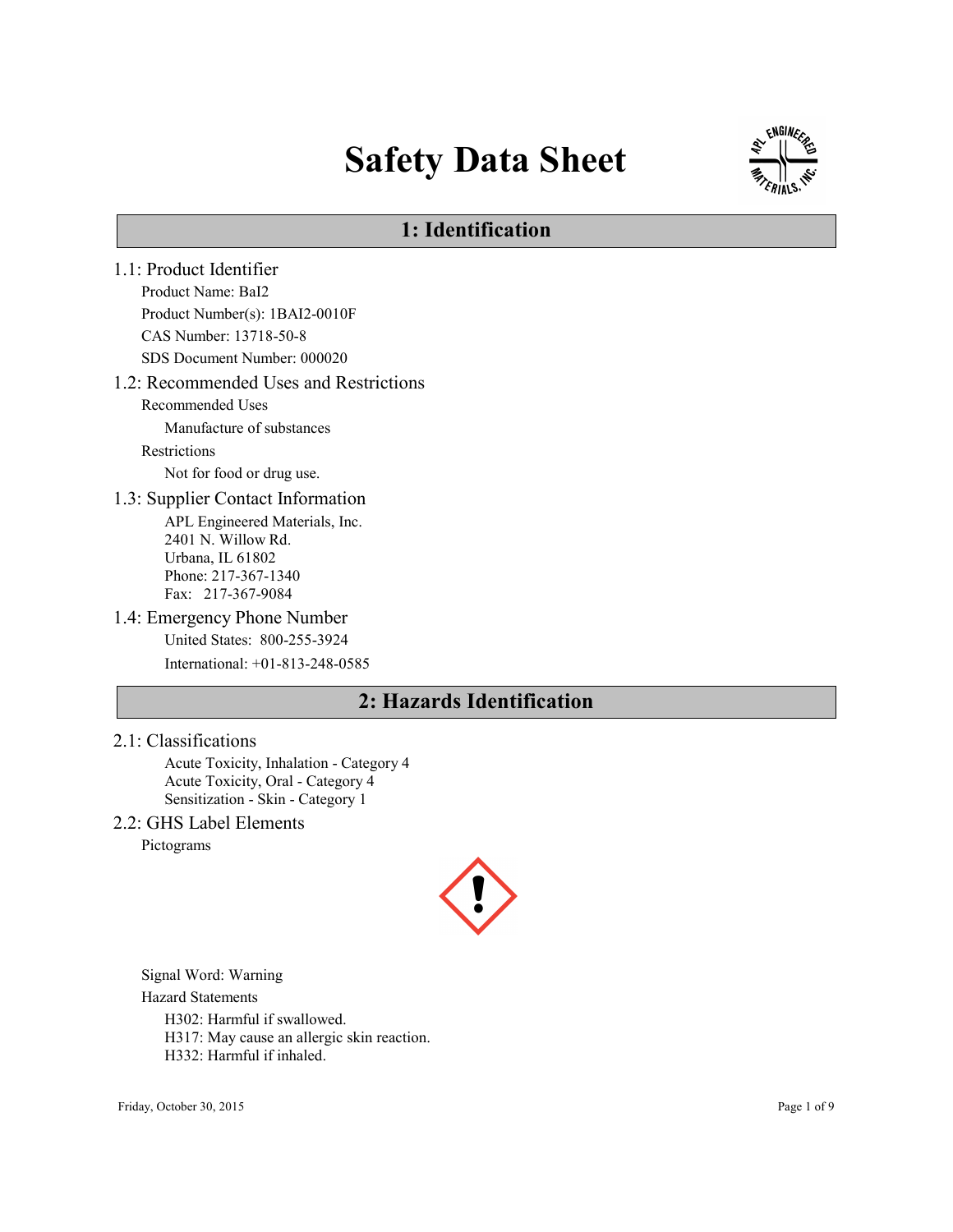# Safety Data Sheet

## 1: Identification

### 1.1: Product Identifier

Product Name: BaI2

Product Number(s): 1BAI2-0010F

CAS Number: 13718-50-8

SDS Document Number: 000020

### 1.2: Recommended Uses and Restrictions

Recommended Uses

Manufacture of substances

Restrictions

Not for food or drug use.

### 1.3: Supplier Contact Information

APL Engineered Materials, Inc.
2401 N. Willow Rd.
Urbana, IL 61802
Phone: 217-367-1340
Fax: 217-367-9084

### 1.4: Emergency Phone Number

United States: 800-255-3924

International: +01-813-248-0585

## 2: Hazards Identification

### 2.1: Classifications

Acute Toxicity, Inhalation - Category 4
Acute Toxicity, Oral - Category 4
Sensitization - Skin - Category 1

### 2.2: GHS Label Elements

Pictograms

Signal Word: Warning

Hazard Statements

H302: Harmful if swallowed.
H317: May cause an allergic skin reaction.
H332: Harmful if inhaled.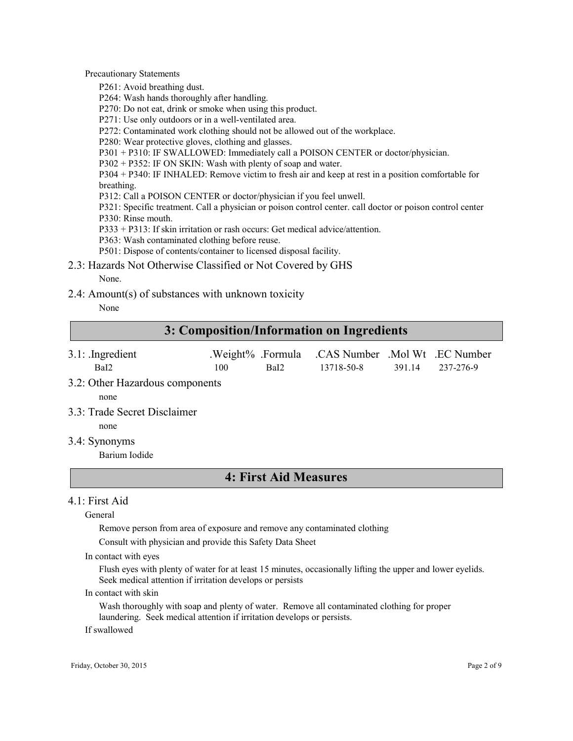Precautionary Statements

P261: Avoid breathing dust.
P264: Wash hands thoroughly after handling.
P270: Do not eat, drink or smoke when using this product.
P271: Use only outdoors or in a well-ventilated area.
P272: Contaminated work clothing should not be allowed out of the workplace.
P280: Wear protective gloves, clothing and glasses.
P301 + P310: IF SWALLOWED: Immediately call a POISON CENTER or doctor/physician.
P302 + P352: IF ON SKIN: Wash with plenty of soap and water.
P304 + P340: IF INHALED: Remove victim to fresh air and keep at rest in a position comfortable for breathing.
P312: Call a POISON CENTER or doctor/physician if you feel unwell.
P321: Specific treatment. Call a physician or poison control center. call doctor or poison control center
P330: Rinse mouth.
P333 + P313: If skin irritation or rash occurs: Get medical advice/attention.
P363: Wash contaminated clothing before reuse.
P501: Dispose of contents/container to licensed disposal facility.

### 2.3: Hazards Not Otherwise Classified or Not Covered by GHS

None.

### 2.4: Amount(s) of substances with unknown toxicity

None

## 3: Composition/Information on Ingredients

### 3.1: .Ingredient

| .Ingredient | .Weight% | .Formula | .CAS Number | .Mol Wt | .EC Number |
|---|---|---|---|---|---|
| $BaI_2$ | 100 | $BaI_2$ | 13718-50-8 | 391.14 | 237-276-9 |

### 3.2: Other Hazardous components

none

### 3.3: Trade Secret Disclaimer

none

### 3.4: Synonyms

Barium Iodide

## 4: First Aid Measures

### 4.1: First Aid

General

Remove person from area of exposure and remove any contaminated clothing

Consult with physician and provide this Safety Data Sheet

In contact with eyes

Flush eyes with plenty of water for at least 15 minutes, occasionally lifting the upper and lower eyelids. Seek medical attention if irritation develops or persists

In contact with skin

Wash thoroughly with soap and plenty of water. Remove all contaminated clothing for proper laundering. Seek medical attention if irritation develops or persists.

If swallowed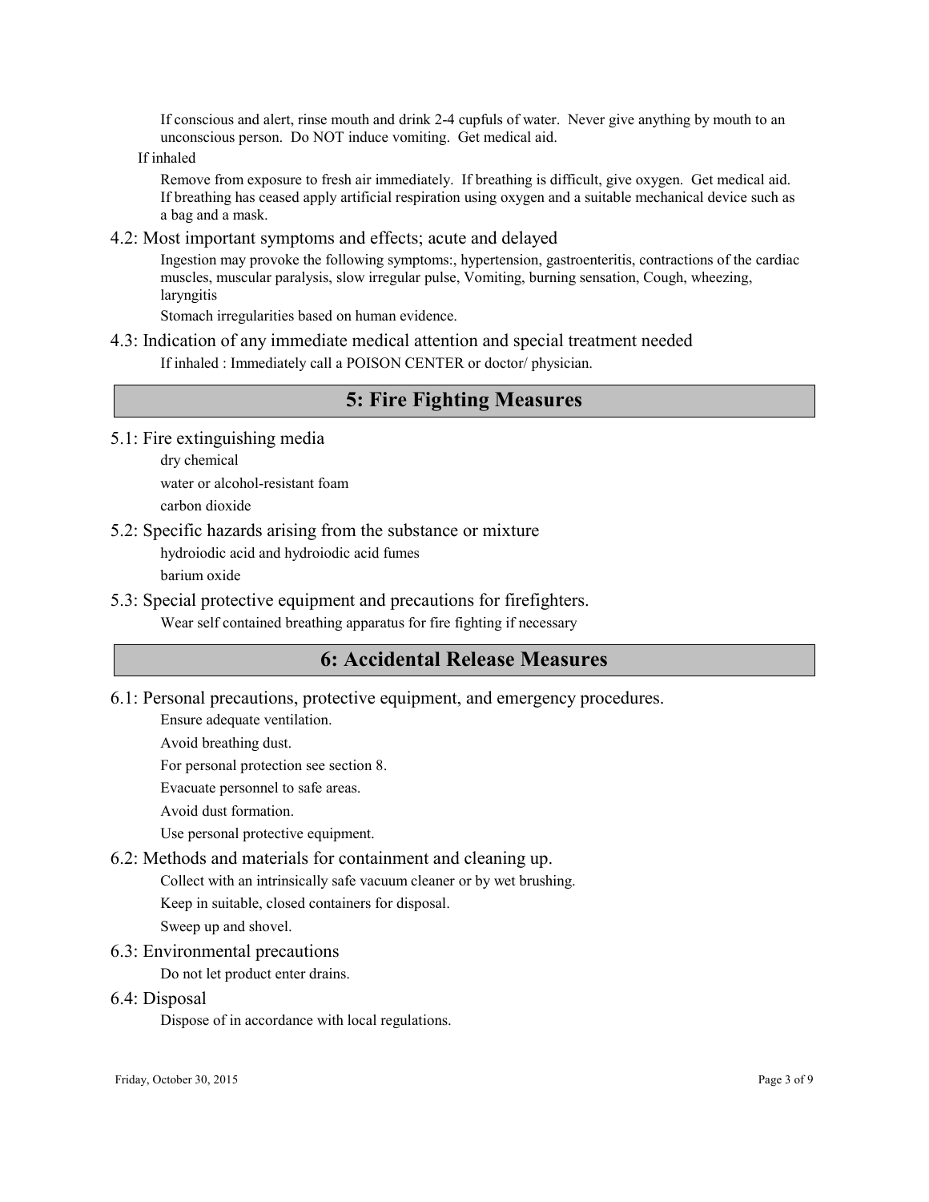If conscious and alert, rinse mouth and drink 2-4 cupfuls of water. Never give anything by mouth to an unconscious person. Do NOT induce vomiting. Get medical aid.

If inhaled

Remove from exposure to fresh air immediately. If breathing is difficult, give oxygen. Get medical aid. If breathing has ceased apply artificial respiration using oxygen and a suitable mechanical device such as a bag and a mask.

### 4.2: Most important symptoms and effects; acute and delayed

Ingestion may provoke the following symptoms:, hypertension, gastroenteritis, contractions of the cardiac muscles, muscular paralysis, slow irregular pulse, Vomiting, burning sensation, Cough, wheezing, laryngitis

Stomach irregularities based on human evidence.

### 4.3: Indication of any immediate medical attention and special treatment needed

If inhaled : Immediately call a POISON CENTER or doctor/ physician.

## 5: Fire Fighting Measures

### 5.1: Fire extinguishing media

dry chemical

water or alcohol-resistant foam

carbon dioxide

### 5.2: Specific hazards arising from the substance or mixture

hydroiodic acid and hydroiodic acid fumes

barium oxide

### 5.3: Special protective equipment and precautions for firefighters.

Wear self contained breathing apparatus for fire fighting if necessary

## 6: Accidental Release Measures

### 6.1: Personal precautions, protective equipment, and emergency procedures.

Ensure adequate ventilation.

Avoid breathing dust.

For personal protection see section 8.

Evacuate personnel to safe areas.

Avoid dust formation.

Use personal protective equipment.

### 6.2: Methods and materials for containment and cleaning up.

Collect with an intrinsically safe vacuum cleaner or by wet brushing.

Keep in suitable, closed containers for disposal.

Sweep up and shovel.

### 6.3: Environmental precautions

Do not let product enter drains.

### 6.4: Disposal

Dispose of in accordance with local regulations.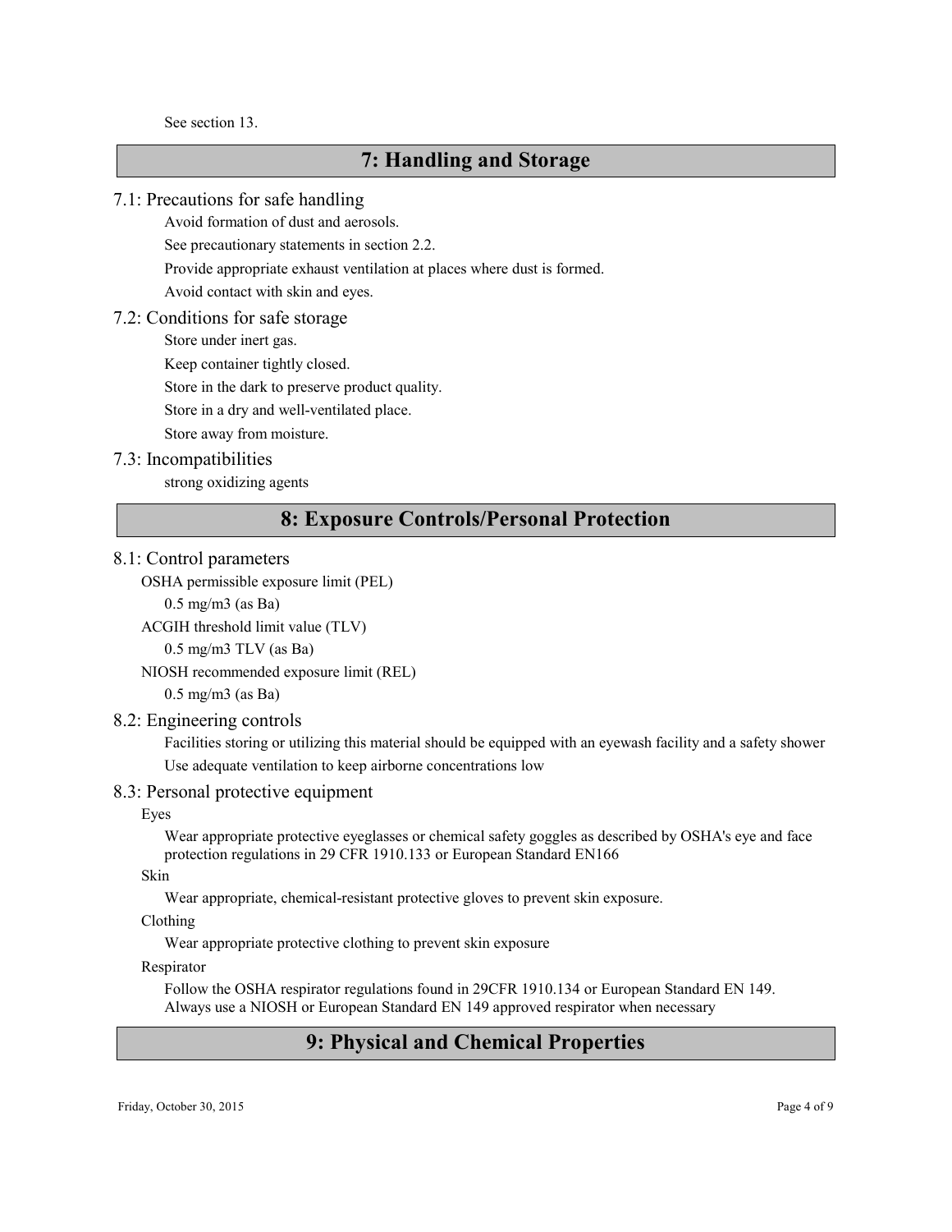See section 13.

## 7: Handling and Storage

### 7.1: Precautions for safe handling

Avoid formation of dust and aerosols.

See precautionary statements in section 2.2.

Provide appropriate exhaust ventilation at places where dust is formed.

Avoid contact with skin and eyes.

### 7.2: Conditions for safe storage

Store under inert gas.

Keep container tightly closed.

Store in the dark to preserve product quality.

Store in a dry and well-ventilated place.

Store away from moisture.

### 7.3: Incompatibilities

strong oxidizing agents

## 8: Exposure Controls/Personal Protection

### 8.1: Control parameters

OSHA permissible exposure limit (PEL)

0.5 mg/m3 (as Ba)

ACGIH threshold limit value (TLV)

0.5 mg/m3 TLV (as Ba)

NIOSH recommended exposure limit (REL)

0.5 mg/m3 (as Ba)

### 8.2: Engineering controls

Facilities storing or utilizing this material should be equipped with an eyewash facility and a safety shower

Use adequate ventilation to keep airborne concentrations low

### 8.3: Personal protective equipment

Eyes

Wear appropriate protective eyeglasses or chemical safety goggles as described by OSHA's eye and face protection regulations in 29 CFR 1910.133 or European Standard EN166

Skin

Wear appropriate, chemical-resistant protective gloves to prevent skin exposure.

Clothing

Wear appropriate protective clothing to prevent skin exposure

Respirator

Follow the OSHA respirator regulations found in 29CFR 1910.134 or European Standard EN 149. Always use a NIOSH or European Standard EN 149 approved respirator when necessary

## 9: Physical and Chemical Properties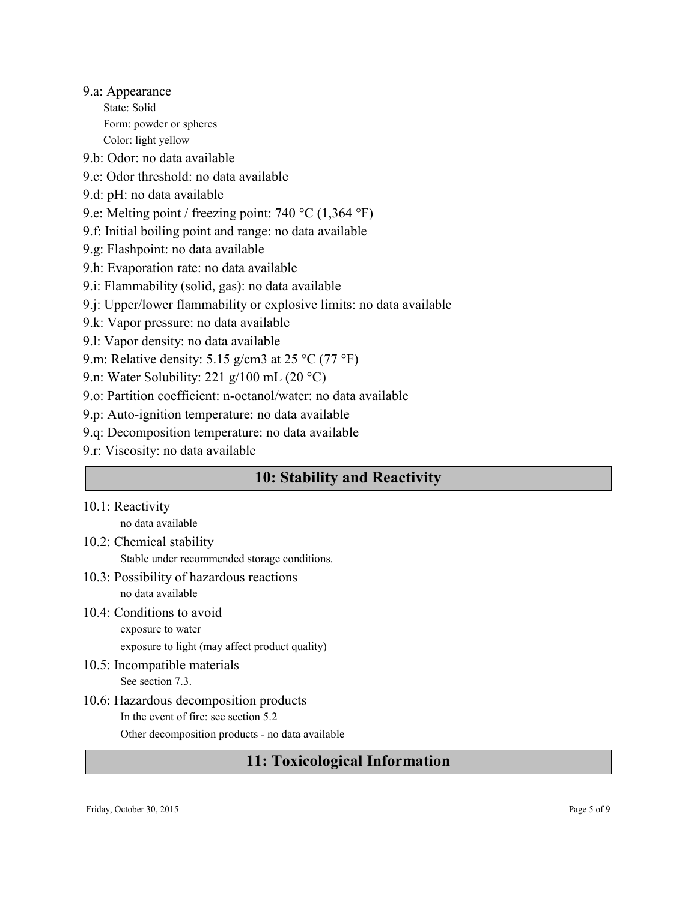9.a: Appearance

State: Solid

Form: powder or spheres

Color: light yellow

9.b: Odor: no data available

9.c: Odor threshold: no data available

9.d: pH: no data available

9.e: Melting point / freezing point: 740 °C (1,364 °F)

9.f: Initial boiling point and range: no data available

9.g: Flashpoint: no data available

9.h: Evaporation rate: no data available

9.i: Flammability (solid, gas): no data available

9.j: Upper/lower flammability or explosive limits: no data available

9.k: Vapor pressure: no data available

9.l: Vapor density: no data available

9.m: Relative density: 5.15 g/cm3 at 25 °C (77 °F)

9.n: Water Solubility: 221 g/100 mL (20 °C)

9.o: Partition coefficient: n-octanol/water: no data available

9.p: Auto-ignition temperature: no data available

9.q: Decomposition temperature: no data available

9.r: Viscosity: no data available

## 10: Stability and Reactivity

10.1: Reactivity

no data available

10.2: Chemical stability

Stable under recommended storage conditions.

10.3: Possibility of hazardous reactions

no data available

10.4: Conditions to avoid

exposure to water

exposure to light (may affect product quality)

10.5: Incompatible materials

See section 7.3.

10.6: Hazardous decomposition products

In the event of fire: see section 5.2

Other decomposition products - no data available

## 11: Toxicological Information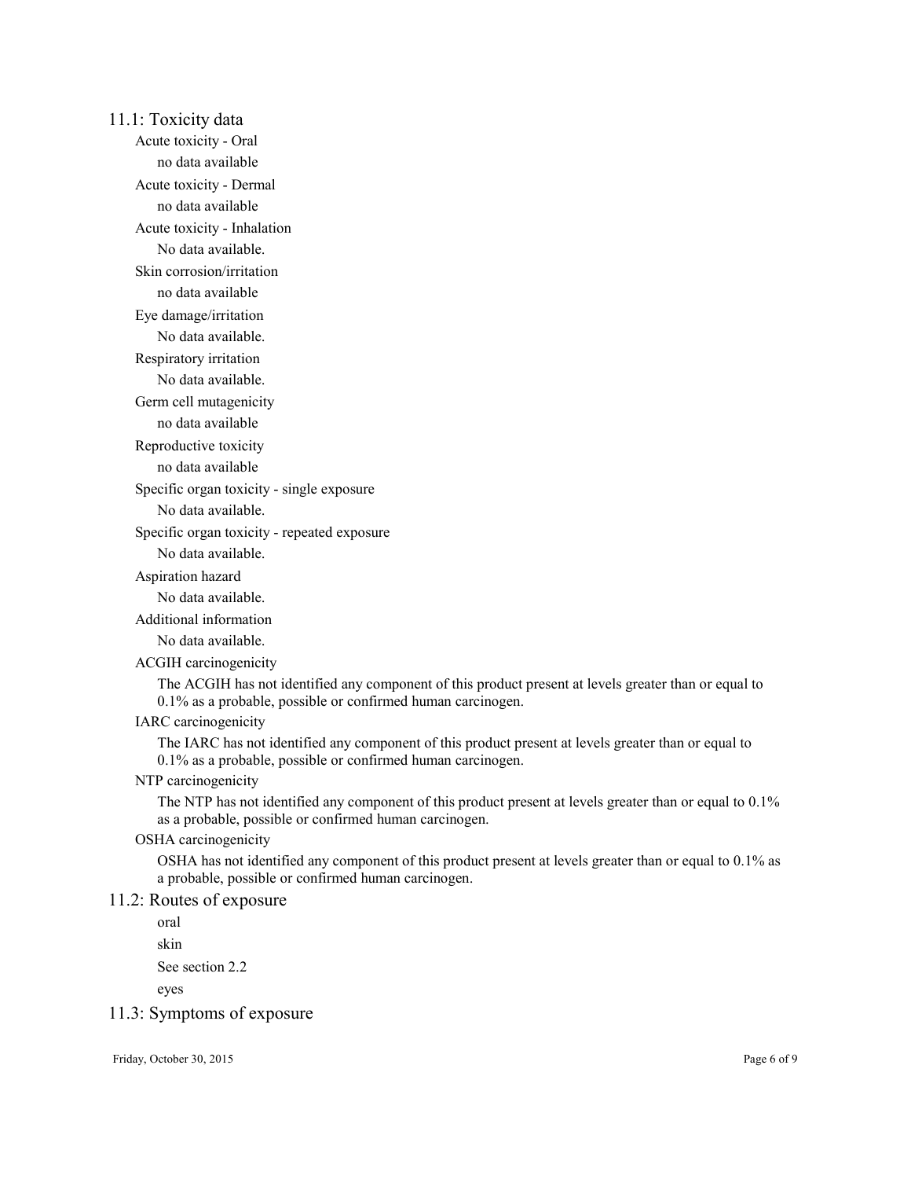## 11.1: Toxicity data

**Acute toxicity - Oral**

no data available

**Acute toxicity - Dermal**

no data available

**Acute toxicity - Inhalation**

No data available.

**Skin corrosion/irritation**

no data available

**Eye damage/irritation**

No data available.

**Respiratory irritation**

No data available.

**Germ cell mutagenicity**

no data available

**Reproductive toxicity**

no data available

**Specific organ toxicity - single exposure**

No data available.

**Specific organ toxicity - repeated exposure**

No data available.

**Aspiration hazard**

No data available.

**Additional information**

No data available.

**ACGIH carcinogenicity**

The ACGIH has not identified any component of this product present at levels greater than or equal to 0.1% as a probable, possible or confirmed human carcinogen.

**IARC carcinogenicity**

The IARC has not identified any component of this product present at levels greater than or equal to 0.1% as a probable, possible or confirmed human carcinogen.

**NTP carcinogenicity**

The NTP has not identified any component of this product present at levels greater than or equal to 0.1% as a probable, possible or confirmed human carcinogen.

**OSHA carcinogenicity**

OSHA has not identified any component of this product present at levels greater than or equal to 0.1% as a probable, possible or confirmed human carcinogen.

## 11.2: Routes of exposure

oral

skin

See section 2.2

eyes

## 11.3: Symptoms of exposure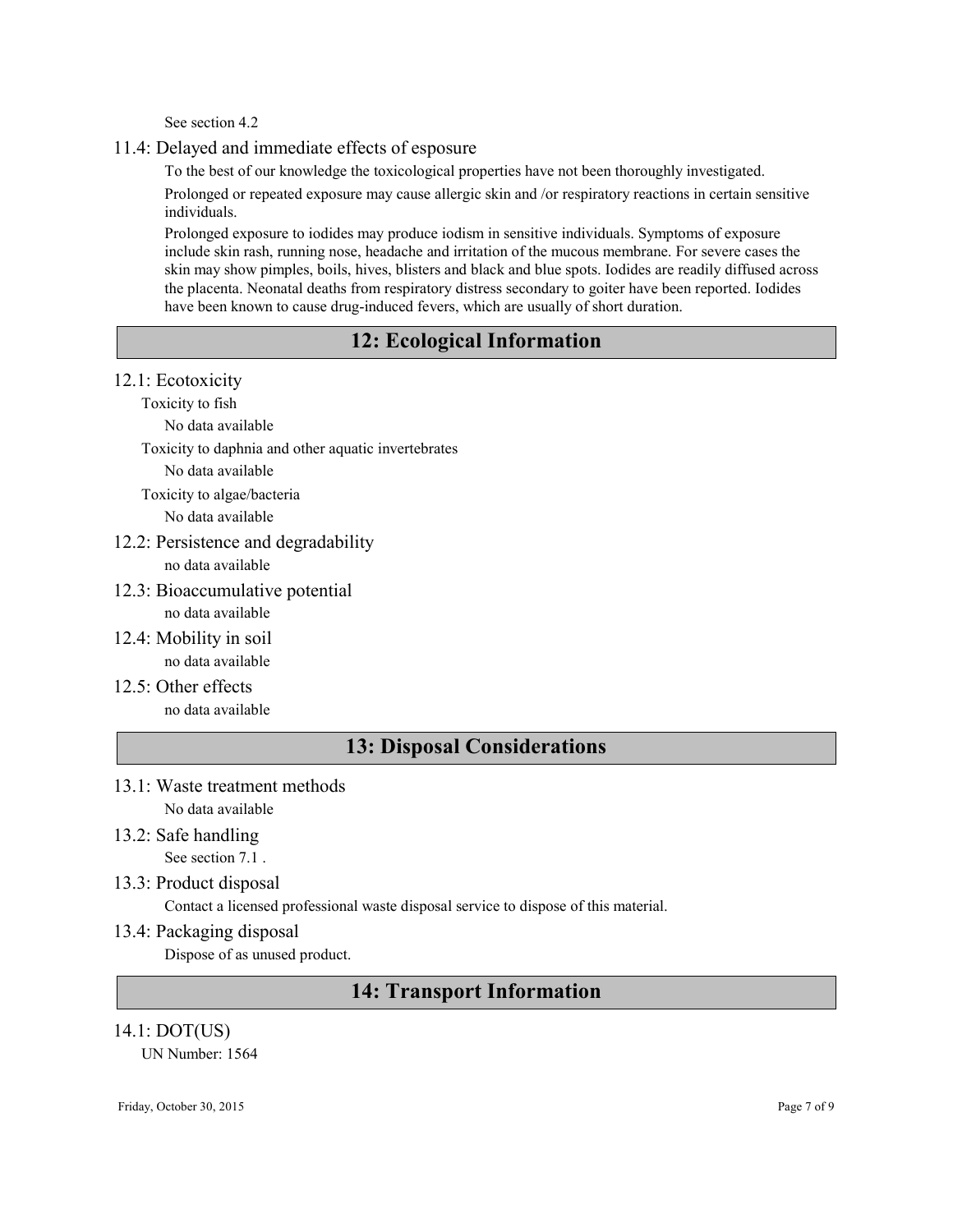See section 4.2

### 11.4: Delayed and immediate effects of esposure

To the best of our knowledge the toxicological properties have not been thoroughly investigated.

Prolonged or repeated exposure may cause allergic skin and /or respiratory reactions in certain sensitive individuals.

Prolonged exposure to iodides may produce iodism in sensitive individuals. Symptoms of exposure include skin rash, running nose, headache and irritation of the mucous membrane. For severe cases the skin may show pimples, boils, hives, blisters and black and blue spots. Iodides are readily diffused across the placenta. Neonatal deaths from respiratory distress secondary to goiter have been reported. Iodides have been known to cause drug-induced fevers, which are usually of short duration.

## 12: Ecological Information

### 12.1: Ecotoxicity

Toxicity to fish

No data available

Toxicity to daphnia and other aquatic invertebrates

No data available

Toxicity to algae/bacteria

No data available

### 12.2: Persistence and degradability

no data available

### 12.3: Bioaccumulative potential

no data available

### 12.4: Mobility in soil

no data available

### 12.5: Other effects

no data available

## 13: Disposal Considerations

### 13.1: Waste treatment methods

No data available

### 13.2: Safe handling

See section 7.1 .

### 13.3: Product disposal

Contact a licensed professional waste disposal service to dispose of this material.

### 13.4: Packaging disposal

Dispose of as unused product.

## 14: Transport Information

### 14.1: DOT(US)

UN Number: 1564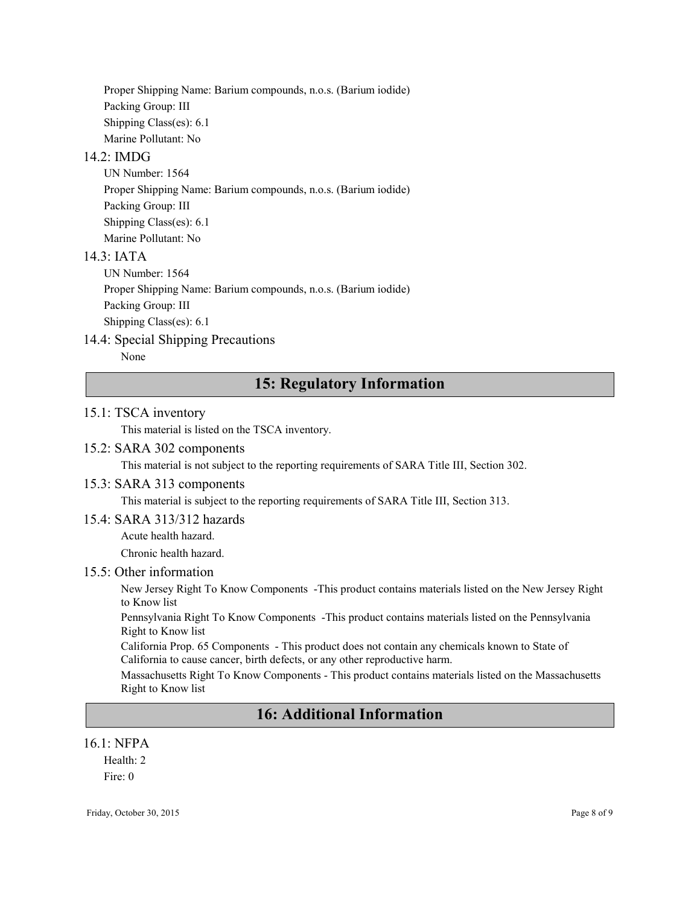Proper Shipping Name: Barium compounds, n.o.s. (Barium iodide)

Packing Group: III

Shipping Class(es): 6.1

Marine Pollutant: No

### 14.2: IMDG

UN Number: 1564

Proper Shipping Name: Barium compounds, n.o.s. (Barium iodide)

Packing Group: III

Shipping Class(es): 6.1

Marine Pollutant: No

### 14.3: IATA

UN Number: 1564

Proper Shipping Name: Barium compounds, n.o.s. (Barium iodide)

Packing Group: III

Shipping Class(es): 6.1

### 14.4: Special Shipping Precautions

None

## 15: Regulatory Information

### 15.1: TSCA inventory

This material is listed on the TSCA inventory.

### 15.2: SARA 302 components

This material is not subject to the reporting requirements of SARA Title III, Section 302.

### 15.3: SARA 313 components

This material is subject to the reporting requirements of SARA Title III, Section 313.

### 15.4: SARA 313/312 hazards

Acute health hazard.

Chronic health hazard.

### 15.5: Other information

New Jersey Right To Know Components -This product contains materials listed on the New Jersey Right to Know list

Pennsylvania Right To Know Components -This product contains materials listed on the Pennsylvania Right to Know list

California Prop. 65 Components - This product does not contain any chemicals known to State of California to cause cancer, birth defects, or any other reproductive harm.

Massachusetts Right To Know Components - This product contains materials listed on the Massachusetts Right to Know list

## 16: Additional Information

### 16.1: NFPA

Health: 2

Fire: 0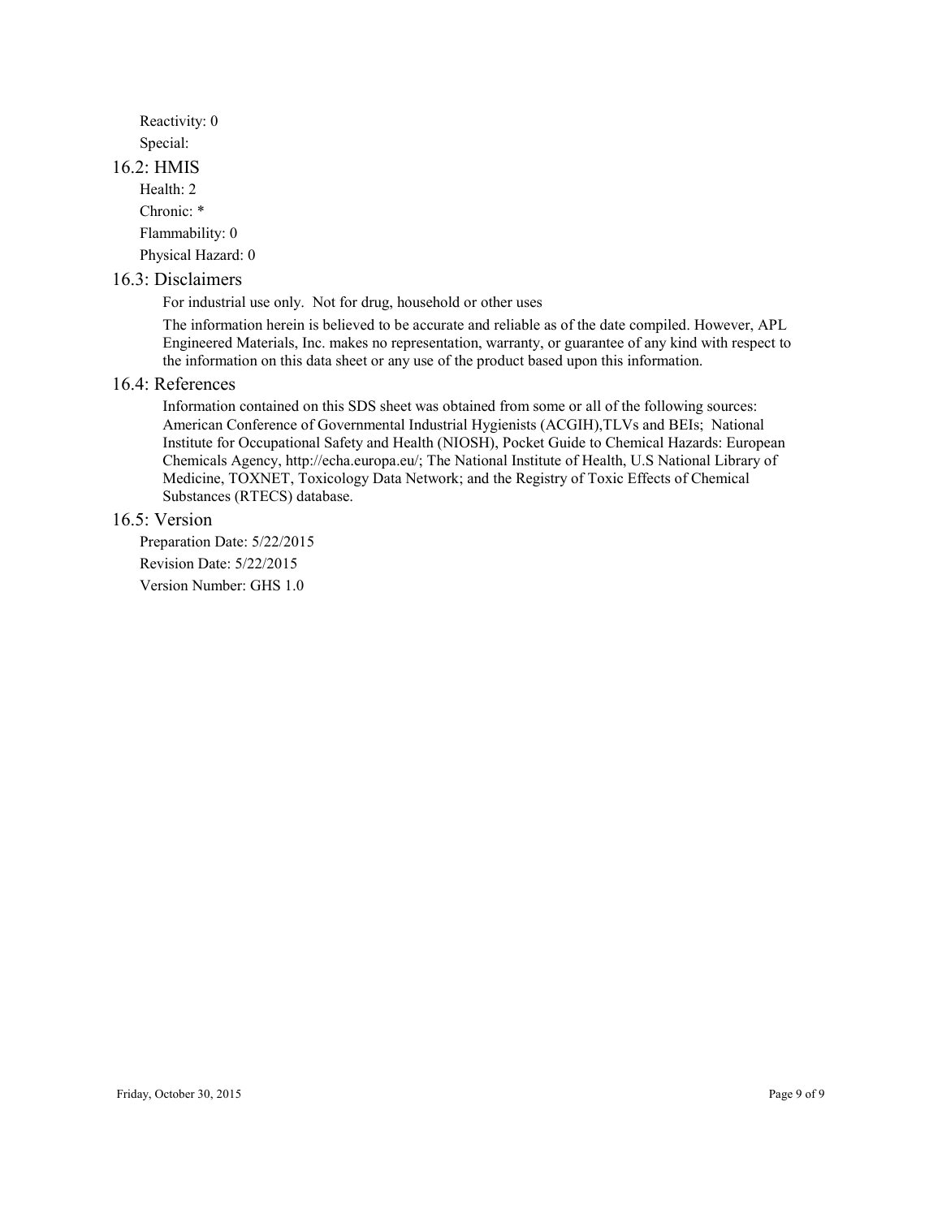Reactivity: 0

Special:

## 16.2: HMIS

Health: 2

Chronic: *

Flammability: 0

Physical Hazard: 0

## 16.3: Disclaimers

For industrial use only. Not for drug, household or other uses

The information herein is believed to be accurate and reliable as of the date compiled. However, APL Engineered Materials, Inc. makes no representation, warranty, or guarantee of any kind with respect to the information on this data sheet or any use of the product based upon this information.

## 16.4: References

Information contained on this SDS sheet was obtained from some or all of the following sources: American Conference of Governmental Industrial Hygienists (ACGIH),TLVs and BEIs; National Institute for Occupational Safety and Health (NIOSH), Pocket Guide to Chemical Hazards: European Chemicals Agency, http://echa.europa.eu/; The National Institute of Health, U.S National Library of Medicine, TOXNET, Toxicology Data Network; and the Registry of Toxic Effects of Chemical Substances (RTECS) database.

## 16.5: Version

Preparation Date: 5/22/2015

Revision Date: 5/22/2015

Version Number: GHS 1.0